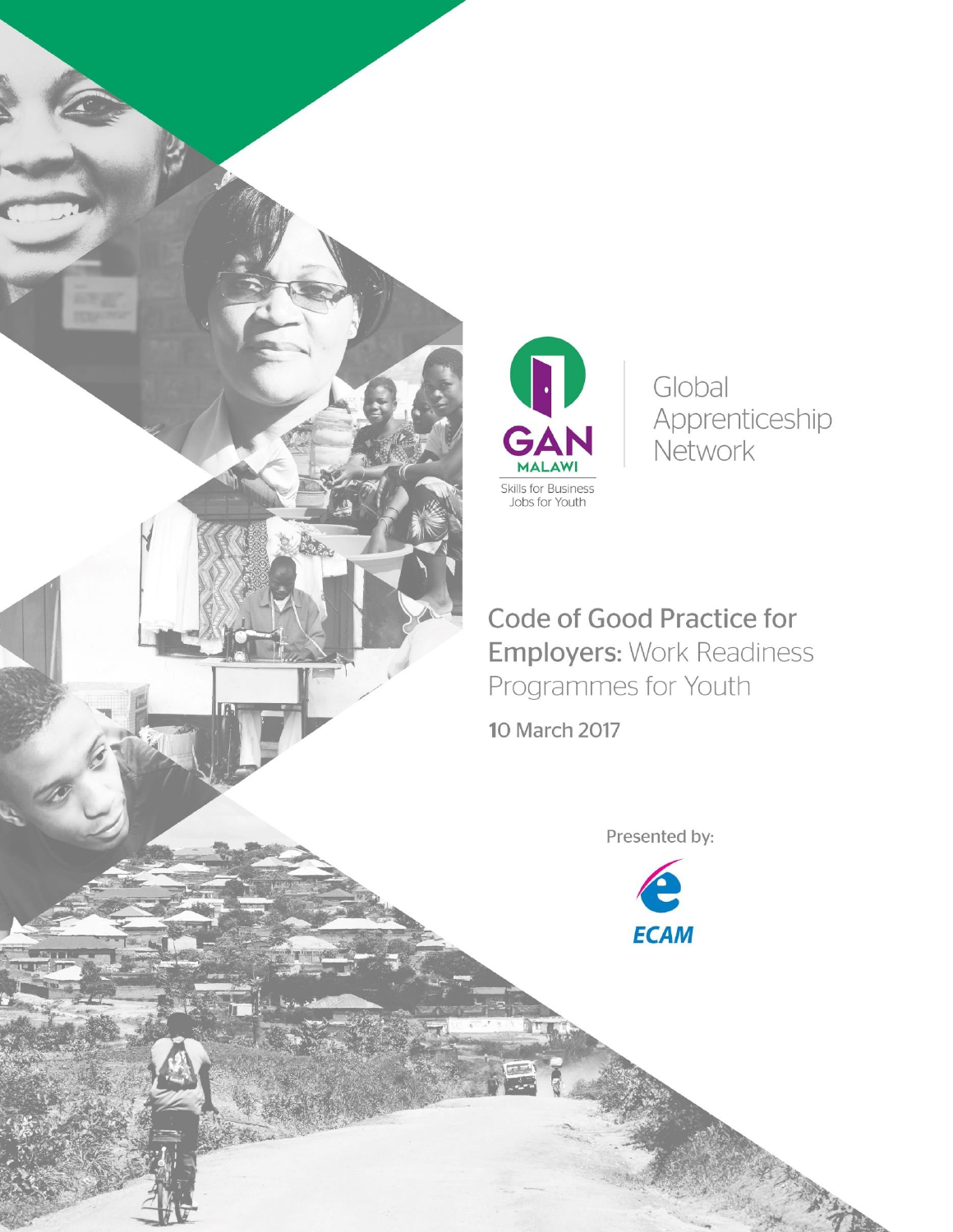GAN MALAWI

Skills for Business
Jobs for Youth

Global Apprenticeship Network

# Code of Good Practice for Employers: Work Readiness Programmes for Youth

10 March 2017

Presented by:

ECAM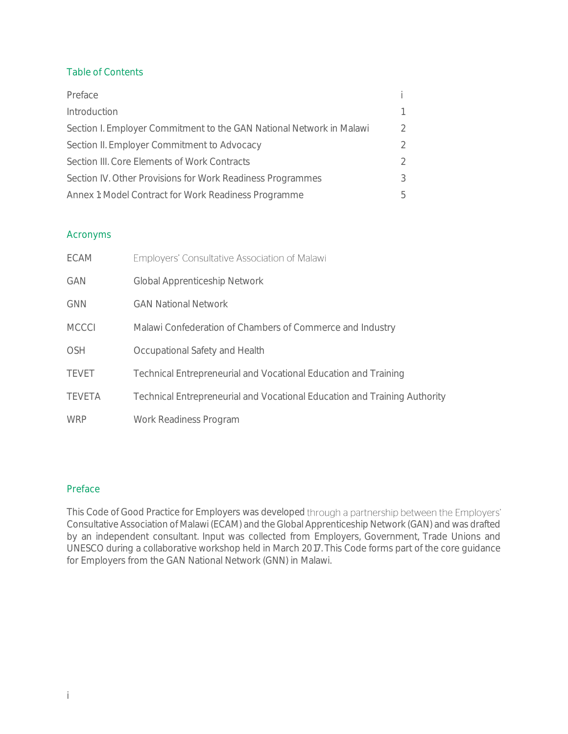## Table of Contents

| | |
|---|---|
| Preface | i |
| Introduction | 1 |
| Section I. Employer Commitment to the GAN National Network in Malawi | 2 |
| Section II. Employer Commitment to Advocacy | 2 |
| Section III. Core Elements of Work Contracts | 2 |
| Section IV. Other Provisions for Work Readiness Programmes | 3 |
| Annex 1: Model Contract for Work Readiness Programme | 5 |

## Acronyms

| | |
|---|---|
| ECAM | Employers' Consultative Association of Malawi |
| GAN | Global Apprenticeship Network |
| GNN | GAN National Network |
| MCCCI | Malawi Confederation of Chambers of Commerce and Industry |
| OSH | Occupational Safety and Health |
| TEVET | Technical Entrepreneurial and Vocational Education and Training |
| TEVETA | Technical Entrepreneurial and Vocational Education and Training Authority |
| WRP | Work Readiness Program |

## Preface

This Code of Good Practice for Employers was developed through a partnership between the Employers' Consultative Association of Malawi (ECAM) and the Global Apprenticeship Network (GAN) and was drafted by an independent consultant. Input was collected from Employers, Government, Trade Unions and UNESCO during a collaborative workshop held in March 2017. This Code forms part of the core guidance for Employers from the GAN National Network (GNN) in Malawi.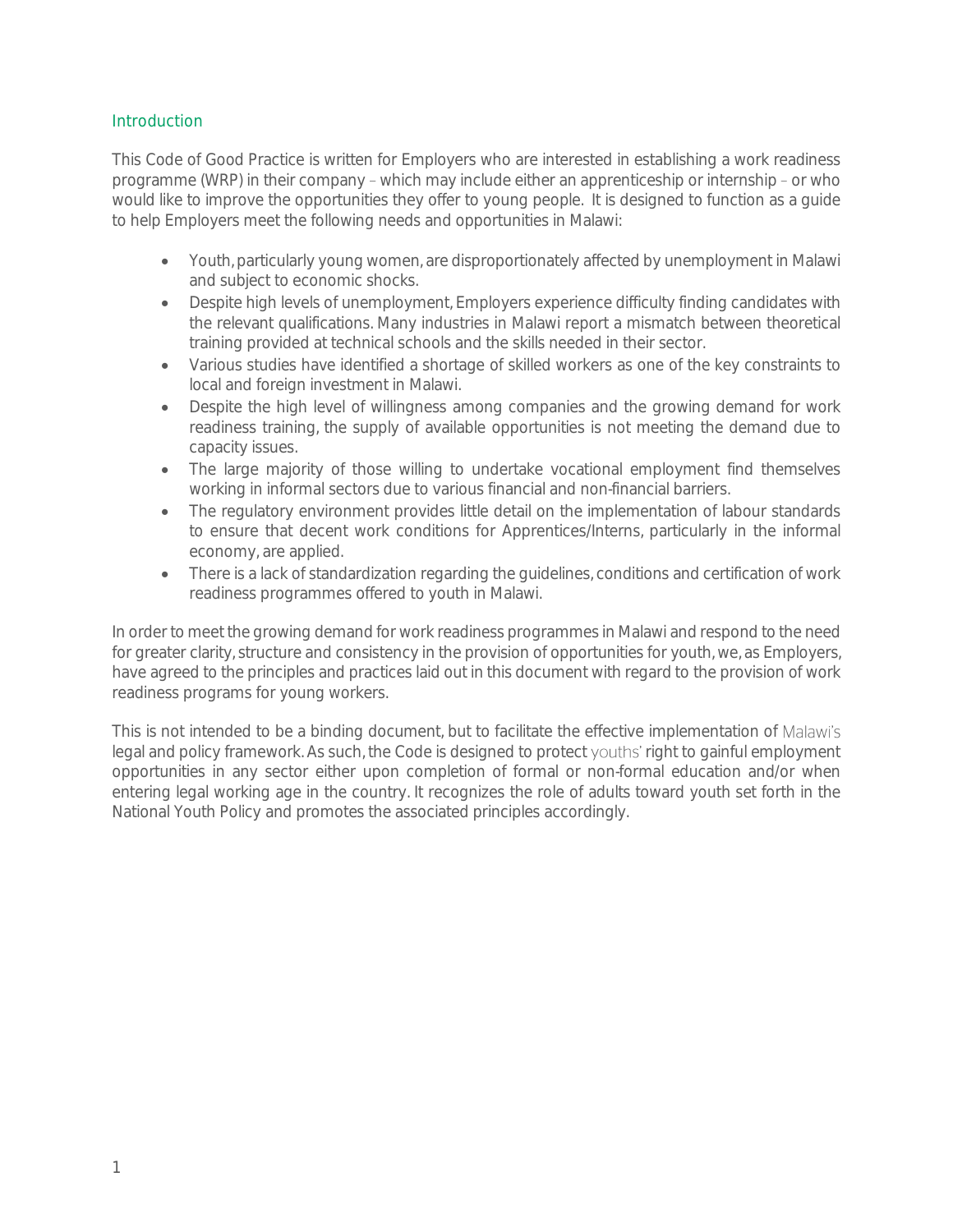## Introduction

This Code of Good Practice is written for Employers who are interested in establishing a work readiness programme (WRP) in their company – which may include either an apprenticeship or internship – or who would like to improve the opportunities they offer to young people. It is designed to function as a guide to help Employers meet the following needs and opportunities in Malawi:

- Youth, particularly young women, are disproportionately affected by unemployment in Malawi and subject to economic shocks.
- Despite high levels of unemployment, Employers experience difficulty finding candidates with the relevant qualifications. Many industries in Malawi report a mismatch between theoretical training provided at technical schools and the skills needed in their sector.
- Various studies have identified a shortage of skilled workers as one of the key constraints to local and foreign investment in Malawi.
- Despite the high level of willingness among companies and the growing demand for work readiness training, the supply of available opportunities is not meeting the demand due to capacity issues.
- The large majority of those willing to undertake vocational employment find themselves working in informal sectors due to various financial and non-financial barriers.
- The regulatory environment provides little detail on the implementation of labour standards to ensure that decent work conditions for Apprentices/Interns, particularly in the informal economy, are applied.
- There is a lack of standardization regarding the guidelines, conditions and certification of work readiness programmes offered to youth in Malawi.

In order to meet the growing demand for work readiness programmes in Malawi and respond to the need for greater clarity, structure and consistency in the provision of opportunities for youth, we, as Employers, have agreed to the principles and practices laid out in this document with regard to the provision of work readiness programs for young workers.

This is not intended to be a binding document, but to facilitate the effective implementation of Malawi's legal and policy framework. As such, the Code is designed to protect youths' right to gainful employment opportunities in any sector either upon completion of formal or non-formal education and/or when entering legal working age in the country. It recognizes the role of adults toward youth set forth in the National Youth Policy and promotes the associated principles accordingly.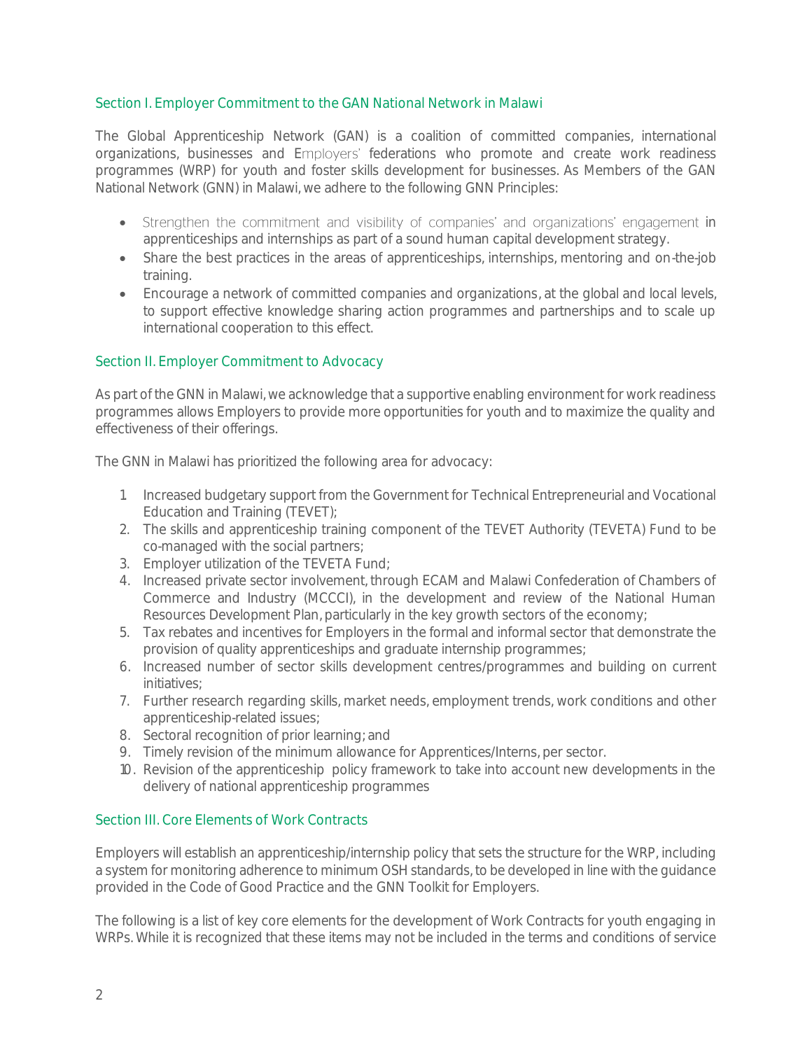## Section I. Employer Commitment to the GAN National Network in Malawi

The Global Apprenticeship Network (GAN) is a coalition of committed companies, international organizations, businesses and Employers' federations who promote and create work readiness programmes (WRP) for youth and foster skills development for businesses. As Members of the GAN National Network (GNN) in Malawi, we adhere to the following GNN Principles:

- Strengthen the commitment and visibility of companies' and organizations' engagement in apprenticeships and internships as part of a sound human capital development strategy.
- Share the best practices in the areas of apprenticeships, internships, mentoring and on-the-job training.
- Encourage a network of committed companies and organizations, at the global and local levels, to support effective knowledge sharing action programmes and partnerships and to scale up international cooperation to this effect.

## Section II. Employer Commitment to Advocacy

As part of the GNN in Malawi, we acknowledge that a supportive enabling environment for work readiness programmes allows Employers to provide more opportunities for youth and to maximize the quality and effectiveness of their offerings.

The GNN in Malawi has prioritized the following area for advocacy:

1. Increased budgetary support from the Government for Technical Entrepreneurial and Vocational Education and Training (TEVET);
2. The skills and apprenticeship training component of the TEVET Authority (TEVETA) Fund to be co-managed with the social partners;
3. Employer utilization of the TEVETA Fund;
4. Increased private sector involvement, through ECAM and Malawi Confederation of Chambers of Commerce and Industry (MCCCI), in the development and review of the National Human Resources Development Plan, particularly in the key growth sectors of the economy;
5. Tax rebates and incentives for Employers in the formal and informal sector that demonstrate the provision of quality apprenticeships and graduate internship programmes;
6. Increased number of sector skills development centres/programmes and building on current initiatives;
7. Further research regarding skills, market needs, employment trends, work conditions and other apprenticeship-related issues;
8. Sectoral recognition of prior learning; and
9. Timely revision of the minimum allowance for Apprentices/Interns, per sector.
10. Revision of the apprenticeship policy framework to take into account new developments in the delivery of national apprenticeship programmes

## Section III. Core Elements of Work Contracts

Employers will establish an apprenticeship/internship policy that sets the structure for the WRP, including a system for monitoring adherence to minimum OSH standards, to be developed in line with the guidance provided in the Code of Good Practice and the GNN Toolkit for Employers.

The following is a list of key core elements for the development of Work Contracts for youth engaging in WRPs. While it is recognized that these items may not be included in the terms and conditions of service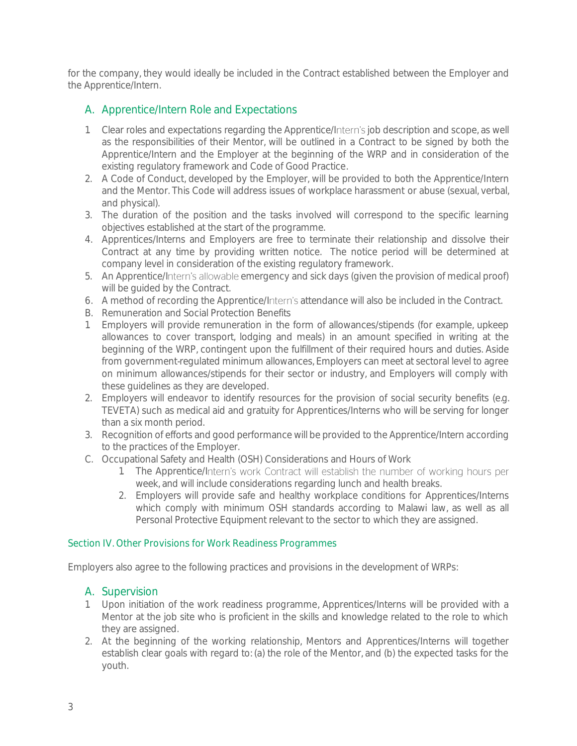for the company, they would ideally be included in the Contract established between the Employer and the Apprentice/Intern.

### A. Apprentice/Intern Role and Expectations

1. Clear roles and expectations regarding the Apprentice/Intern's job description and scope, as well as the responsibilities of their Mentor, will be outlined in a Contract to be signed by both the Apprentice/Intern and the Employer at the beginning of the WRP and in consideration of the existing regulatory framework and Code of Good Practice.
2. A Code of Conduct, developed by the Employer, will be provided to both the Apprentice/Intern and the Mentor. This Code will address issues of workplace harassment or abuse (sexual, verbal, and physical).
3. The duration of the position and the tasks involved will correspond to the specific learning objectives established at the start of the programme.
4. Apprentices/Interns and Employers are free to terminate their relationship and dissolve their Contract at any time by providing written notice. The notice period will be determined at company level in consideration of the existing regulatory framework.
5. An Apprentice/Intern's allowable emergency and sick days (given the provision of medical proof) will be guided by the Contract.
6. A method of recording the Apprentice/Intern's attendance will also be included in the Contract.

B. Remuneration and Social Protection Benefits

1. Employers will provide remuneration in the form of allowances/stipends (for example, upkeep allowances to cover transport, lodging and meals) in an amount specified in writing at the beginning of the WRP, contingent upon the fulfillment of their required hours and duties. Aside from government-regulated minimum allowances, Employers can meet at sectoral level to agree on minimum allowances/stipends for their sector or industry, and Employers will comply with these guidelines as they are developed.
2. Employers will endeavor to identify resources for the provision of social security benefits (e.g. TEVETA) such as medical aid and gratuity for Apprentices/Interns who will be serving for longer than a six month period.
3. Recognition of efforts and good performance will be provided to the Apprentice/Intern according to the practices of the Employer.

C. Occupational Safety and Health (OSH) Considerations and Hours of Work

   1. The Apprentice/Intern's work Contract will establish the number of working hours per week, and will include considerations regarding lunch and health breaks.
   2. Employers will provide safe and healthy workplace conditions for Apprentices/Interns which comply with minimum OSH standards according to Malawi law, as well as all Personal Protective Equipment relevant to the sector to which they are assigned.

## Section IV. Other Provisions for Work Readiness Programmes

Employers also agree to the following practices and provisions in the development of WRPs:

### A. Supervision

1. Upon initiation of the work readiness programme, Apprentices/Interns will be provided with a Mentor at the job site who is proficient in the skills and knowledge related to the role to which they are assigned.
2. At the beginning of the working relationship, Mentors and Apprentices/Interns will together establish clear goals with regard to: (a) the role of the Mentor, and (b) the expected tasks for the youth.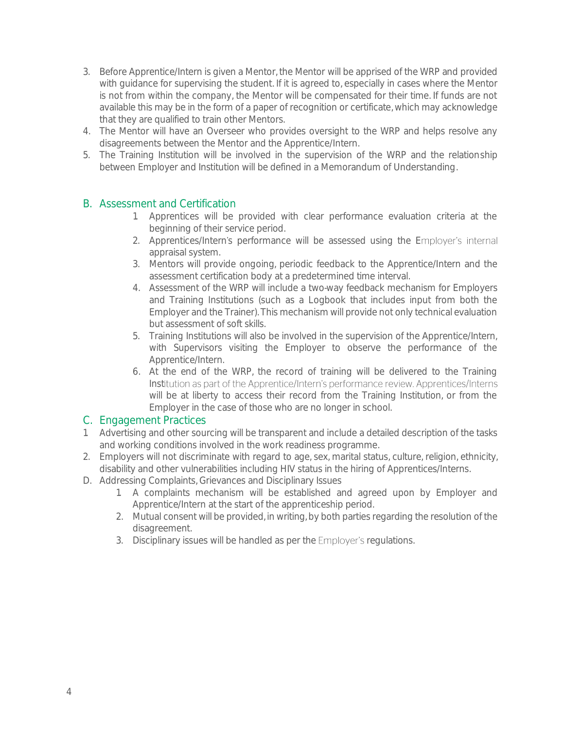3. Before Apprentice/Intern is given a Mentor, the Mentor will be apprised of the WRP and provided with guidance for supervising the student. If it is agreed to, especially in cases where the Mentor is not from within the company, the Mentor will be compensated for their time. If funds are not available this may be in the form of a paper of recognition or certificate, which may acknowledge that they are qualified to train other Mentors.
4. The Mentor will have an Overseer who provides oversight to the WRP and helps resolve any disagreements between the Mentor and the Apprentice/Intern.
5. The Training Institution will be involved in the supervision of the WRP and the relationship between Employer and Institution will be defined in a Memorandum of Understanding.

## B. Assessment and Certification

1. Apprentices will be provided with clear performance evaluation criteria at the beginning of their service period.
2. Apprentices/Intern's performance will be assessed using the Employer's internal appraisal system.
3. Mentors will provide ongoing, periodic feedback to the Apprentice/Intern and the assessment certification body at a predetermined time interval.
4. Assessment of the WRP will include a two-way feedback mechanism for Employers and Training Institutions (such as a Logbook that includes input from both the Employer and the Trainer). This mechanism will provide not only technical evaluation but assessment of soft skills.
5. Training Institutions will also be involved in the supervision of the Apprentice/Intern, with Supervisors visiting the Employer to observe the performance of the Apprentice/Intern.
6. At the end of the WRP, the record of training will be delivered to the Training Institution as part of the Apprentice/Intern's performance review. Apprentices/Interns will be at liberty to access their record from the Training Institution, or from the Employer in the case of those who are no longer in school.

## C. Engagement Practices

1. Advertising and other sourcing will be transparent and include a detailed description of the tasks and working conditions involved in the work readiness programme.
2. Employers will not discriminate with regard to age, sex, marital status, culture, religion, ethnicity, disability and other vulnerabilities including HIV status in the hiring of Apprentices/Interns.

D. Addressing Complaints, Grievances and Disciplinary Issues

1. A complaints mechanism will be established and agreed upon by Employer and Apprentice/Intern at the start of the apprenticeship period.
2. Mutual consent will be provided, in writing, by both parties regarding the resolution of the disagreement.
3. Disciplinary issues will be handled as per the Employer's regulations.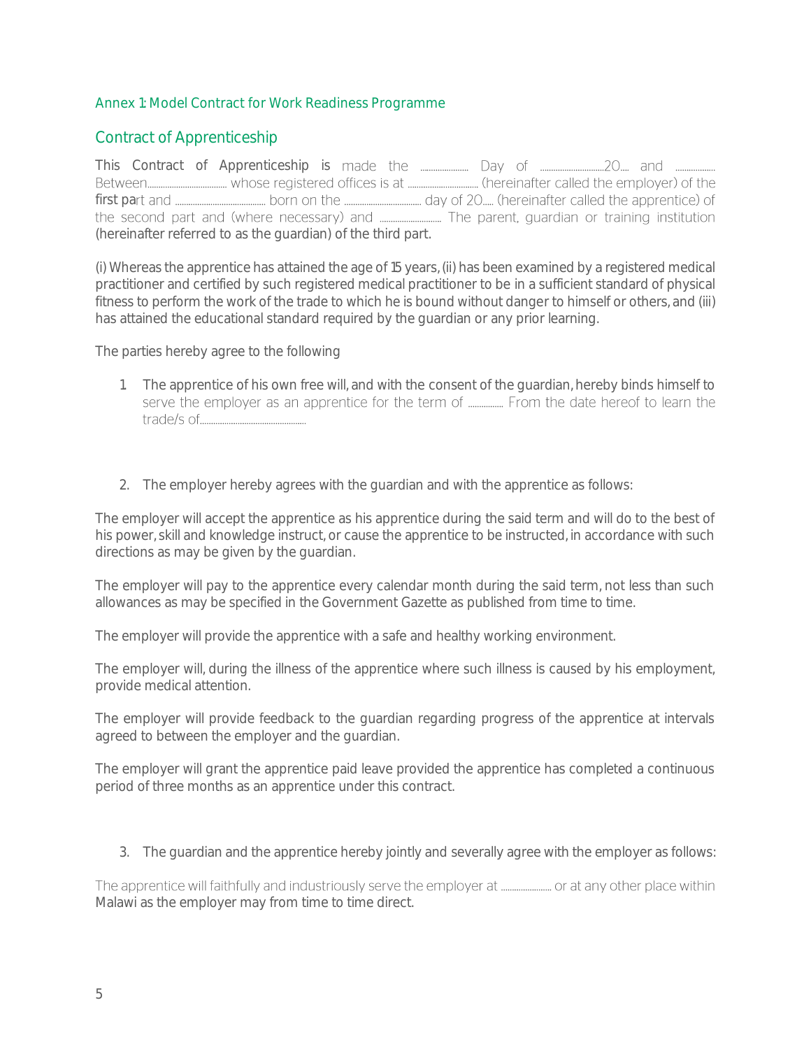Annex 1: Model Contract for Work Readiness Programme

## Contract of Apprenticeship

This Contract of Apprenticeship is made the ..................... Day of ..............................20.... and .................. Between.................................... whose registered offices is at ................................ (hereinafter called the employer) of the first part and ......................................... born on the ................................... day of 20..... (hereinafter called the apprentice) of the second part and (where necessary) and ............................ The parent, guardian or training institution (hereinafter referred to as the guardian) of the third part.

(i) Whereas the apprentice has attained the age of 15 years, (ii) has been examined by a registered medical practitioner and certified by such registered medical practitioner to be in a sufficient standard of physical fitness to perform the work of the trade to which he is bound without danger to himself or others, and (iii) has attained the educational standard required by the guardian or any prior learning.

The parties hereby agree to the following

1. The apprentice of his own free will, and with the consent of the guardian, hereby binds himself to serve the employer as an apprentice for the term of ............... From the date hereof to learn the trade/s of.................................................

2. The employer hereby agrees with the guardian and with the apprentice as follows:

The employer will accept the apprentice as his apprentice during the said term and will do to the best of his power, skill and knowledge instruct, or cause the apprentice to be instructed, in accordance with such directions as may be given by the guardian.

The employer will pay to the apprentice every calendar month during the said term, not less than such allowances as may be specified in the Government Gazette as published from time to time.

The employer will provide the apprentice with a safe and healthy working environment.

The employer will, during the illness of the apprentice where such illness is caused by his employment, provide medical attention.

The employer will provide feedback to the guardian regarding progress of the apprentice at intervals agreed to between the employer and the guardian.

The employer will grant the apprentice paid leave provided the apprentice has completed a continuous period of three months as an apprentice under this contract.

3. The guardian and the apprentice hereby jointly and severally agree with the employer as follows:

The apprentice will faithfully and industriously serve the employer at ...................... or at any other place within Malawi as the employer may from time to time direct.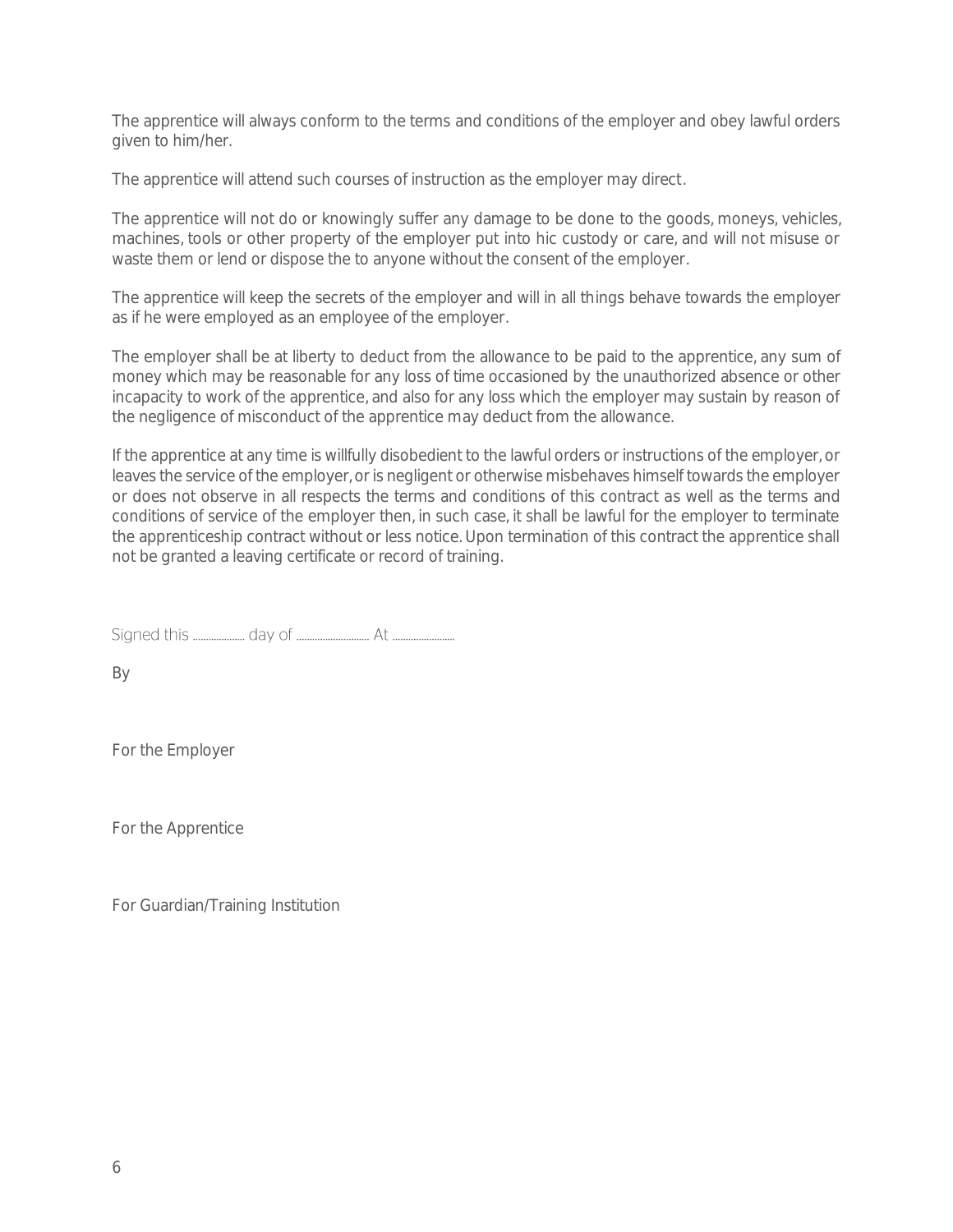The apprentice will always conform to the terms and conditions of the employer and obey lawful orders given to him/her.

The apprentice will attend such courses of instruction as the employer may direct.

The apprentice will not do or knowingly suffer any damage to be done to the goods, moneys, vehicles, machines, tools or other property of the employer put into hic custody or care, and will not misuse or waste them or lend or dispose the to anyone without the consent of the employer.

The apprentice will keep the secrets of the employer and will in all things behave towards the employer as if he were employed as an employee of the employer.

The employer shall be at liberty to deduct from the allowance to be paid to the apprentice, any sum of money which may be reasonable for any loss of time occasioned by the unauthorized absence or other incapacity to work of the apprentice, and also for any loss which the employer may sustain by reason of the negligence of misconduct of the apprentice may deduct from the allowance.

If the apprentice at any time is willfully disobedient to the lawful orders or instructions of the employer, or leaves the service of the employer, or is negligent or otherwise misbehaves himself towards the employer or does not observe in all respects the terms and conditions of this contract as well as the terms and conditions of service of the employer then, in such case, it shall be lawful for the employer to terminate the apprenticeship contract without or less notice. Upon termination of this contract the apprentice shall not be granted a leaving certificate or record of training.

Signed this ................... day of ........................... At .......................

By

For the Employer

For the Apprentice

For Guardian/Training Institution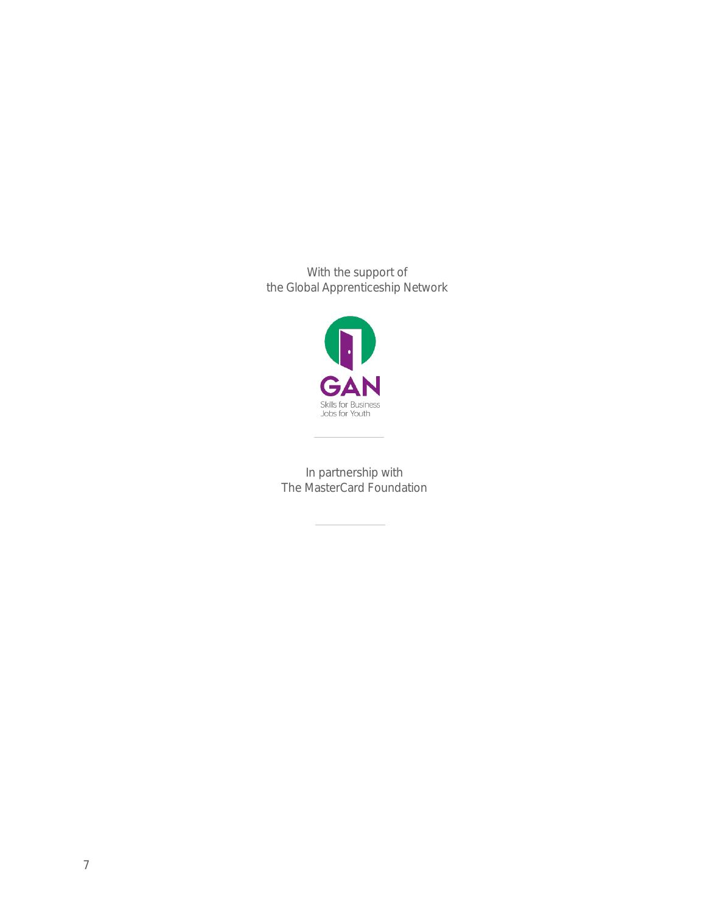With the support of
the Global Apprenticeship Network

GAN
Skills for Business
Jobs for Youth

In partnership with
The MasterCard Foundation